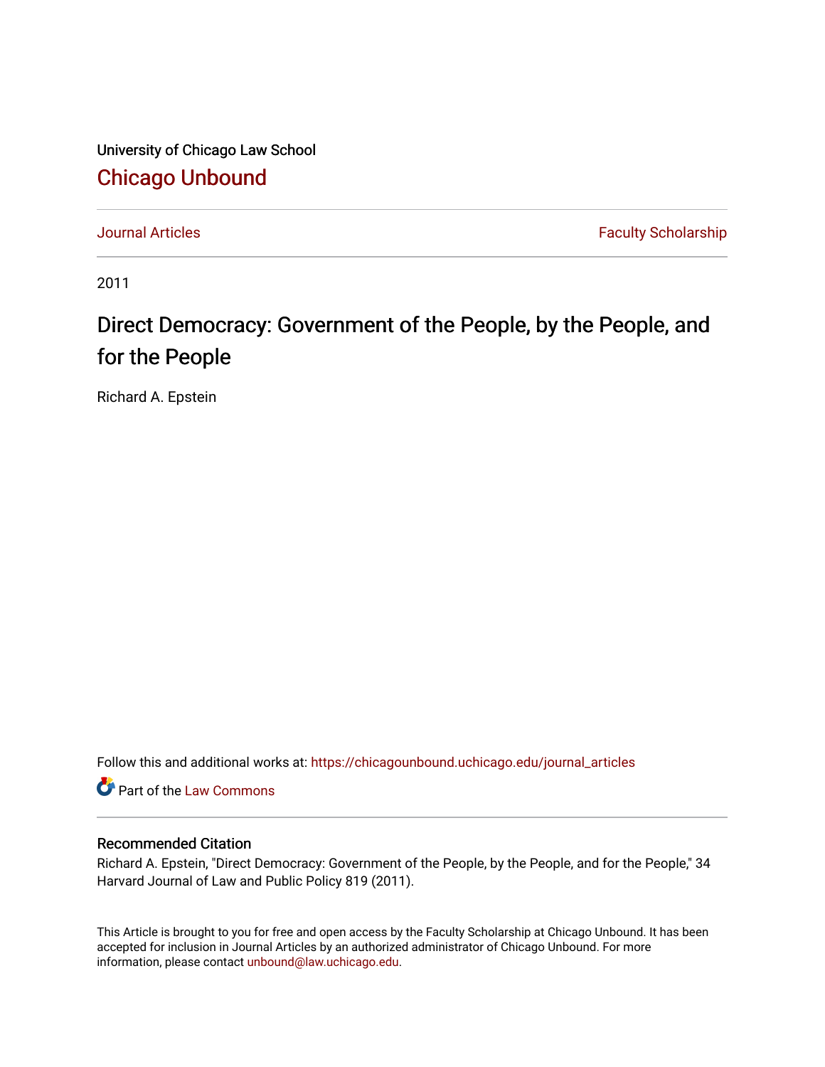University of Chicago Law School

## Chicago Unbound

Journal Articles | Faculty Scholarship

2011

# Direct Democracy: Government of the People, by the People, and for the People

Richard A. Epstein

Follow this and additional works at: https://chicagounbound.uchicago.edu/journal_articles

Part of the Law Commons

### Recommended Citation

Richard A. Epstein, "Direct Democracy: Government of the People, by the People, and for the People," 34 Harvard Journal of Law and Public Policy 819 (2011).

This Article is brought to you for free and open access by the Faculty Scholarship at Chicago Unbound. It has been accepted for inclusion in Journal Articles by an authorized administrator of Chicago Unbound. For more information, please contact unbound@law.uchicago.edu.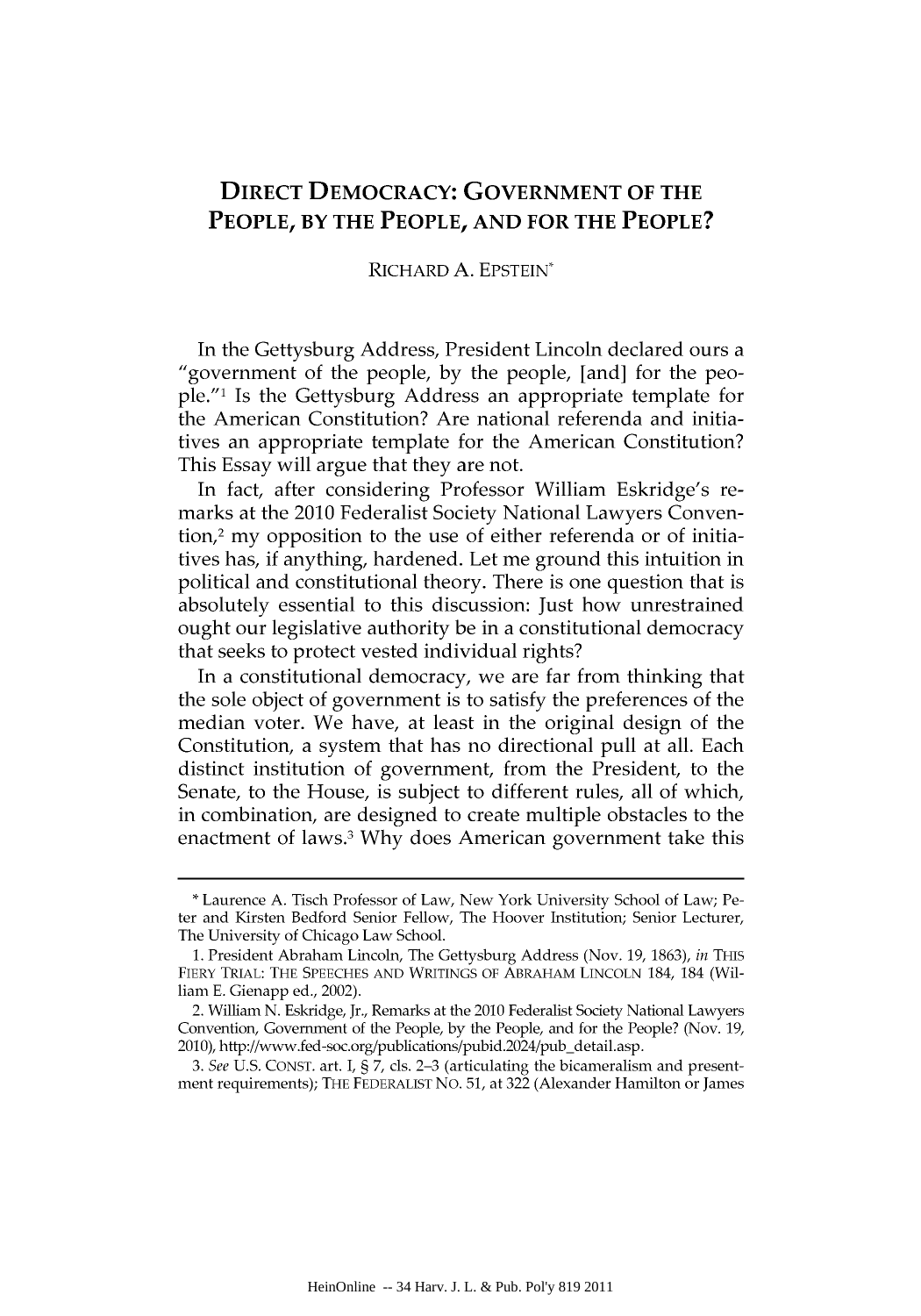# DIRECT DEMOCRACY: GOVERNMENT OF THE PEOPLE, BY THE PEOPLE, AND FOR THE PEOPLE?

RICHARD A. EPSTEIN*

In the Gettysburg Address, President Lincoln declared ours a "government of the people, by the people, [and] for the people."[1] Is the Gettysburg Address an appropriate template for the American Constitution? Are national referenda and initiatives an appropriate template for the American Constitution? This Essay will argue that they are not.

In fact, after considering Professor William Eskridge's remarks at the 2010 Federalist Society National Lawyers Convention,[2] my opposition to the use of either referenda or of initiatives has, if anything, hardened. Let me ground this intuition in political and constitutional theory. There is one question that is absolutely essential to this discussion: Just how unrestrained ought our legislative authority be in a constitutional democracy that seeks to protect vested individual rights?

In a constitutional democracy, we are far from thinking that the sole object of government is to satisfy the preferences of the median voter. We have, at least in the original design of the Constitution, a system that has no directional pull at all. Each distinct institution of government, from the President, to the Senate, to the House, is subject to different rules, all of which, in combination, are designed to create multiple obstacles to the enactment of laws.[3] Why does American government take this

---

\* Laurence A. Tisch Professor of Law, New York University School of Law; Peter and Kirsten Bedford Senior Fellow, The Hoover Institution; Senior Lecturer, The University of Chicago Law School.

1. President Abraham Lincoln, The Gettysburg Address (Nov. 19, 1863), *in* THIS FIERY TRIAL: THE SPEECHES AND WRITINGS OF ABRAHAM LINCOLN 184, 184 (William E. Gienapp ed., 2002).

2. William N. Eskridge, Jr., Remarks at the 2010 Federalist Society National Lawyers Convention, Government of the People, by the People, and for the People? (Nov. 19, 2010), http://www.fed-soc.org/publications/pubid.2024/pub_detail.asp.

3. *See* U.S. CONST. art. I, § 7, cls. 2–3 (articulating the bicameralism and presentment requirements); THE FEDERALIST NO. 51, at 322 (Alexander Hamilton or James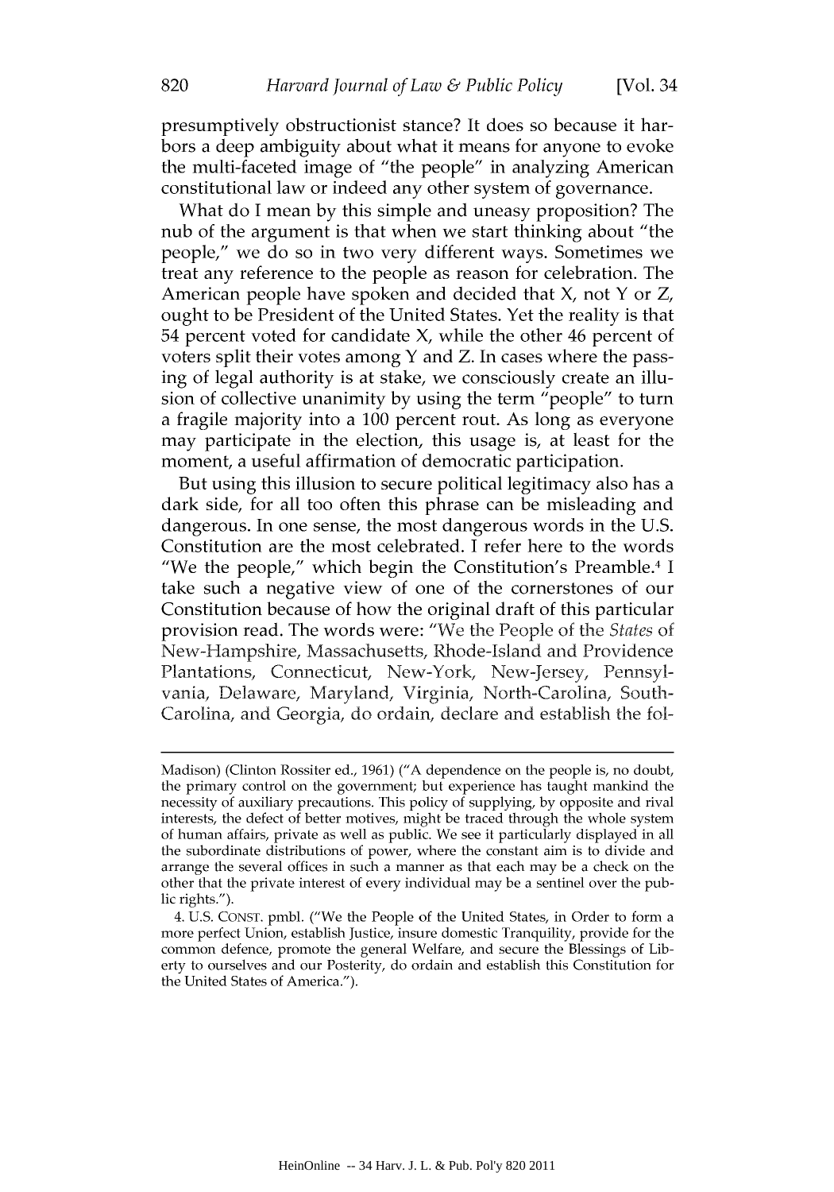presumptively obstructionist stance? It does so because it harbors a deep ambiguity about what it means for anyone to evoke the multi-faceted image of "the people" in analyzing American constitutional law or indeed any other system of governance.

What do I mean by this simple and uneasy proposition? The nub of the argument is that when we start thinking about "the people," we do so in two very different ways. Sometimes we treat any reference to the people as reason for celebration. The American people have spoken and decided that X, not Y or Z, ought to be President of the United States. Yet the reality is that 54 percent voted for candidate X, while the other 46 percent of voters split their votes among Y and Z. In cases where the passing of legal authority is at stake, we consciously create an illusion of collective unanimity by using the term "people" to turn a fragile majority into a 100 percent rout. As long as everyone may participate in the election, this usage is, at least for the moment, a useful affirmation of democratic participation.

But using this illusion to secure political legitimacy also has a dark side, for all too often this phrase can be misleading and dangerous. In one sense, the most dangerous words in the U.S. Constitution are the most celebrated. I refer here to the words "We the people," which begin the Constitution's Preamble.[4] I take such a negative view of one of the cornerstones of our Constitution because of how the original draft of this particular provision read. The words were: "We the People of the *States* of New-Hampshire, Massachusetts, Rhode-Island and Providence Plantations, Connecticut, New-York, New-Jersey, Pennsylvania, Delaware, Maryland, Virginia, North-Carolina, South-Carolina, and Georgia, do ordain, declare and establish the fol-

---

Madison) (Clinton Rossiter ed., 1961) ("A dependence on the people is, no doubt, the primary control on the government; but experience has taught mankind the necessity of auxiliary precautions. This policy of supplying, by opposite and rival interests, the defect of better motives, might be traced through the whole system of human affairs, private as well as public. We see it particularly displayed in all the subordinate distributions of power, where the constant aim is to divide and arrange the several offices in such a manner as that each may be a check on the other that the private interest of every individual may be a sentinel over the public rights.").

4. U.S. CONST. pmbl. ("We the People of the United States, in Order to form a more perfect Union, establish Justice, insure domestic Tranquility, provide for the common defence, promote the general Welfare, and secure the Blessings of Liberty to ourselves and our Posterity, do ordain and establish this Constitution for the United States of America.").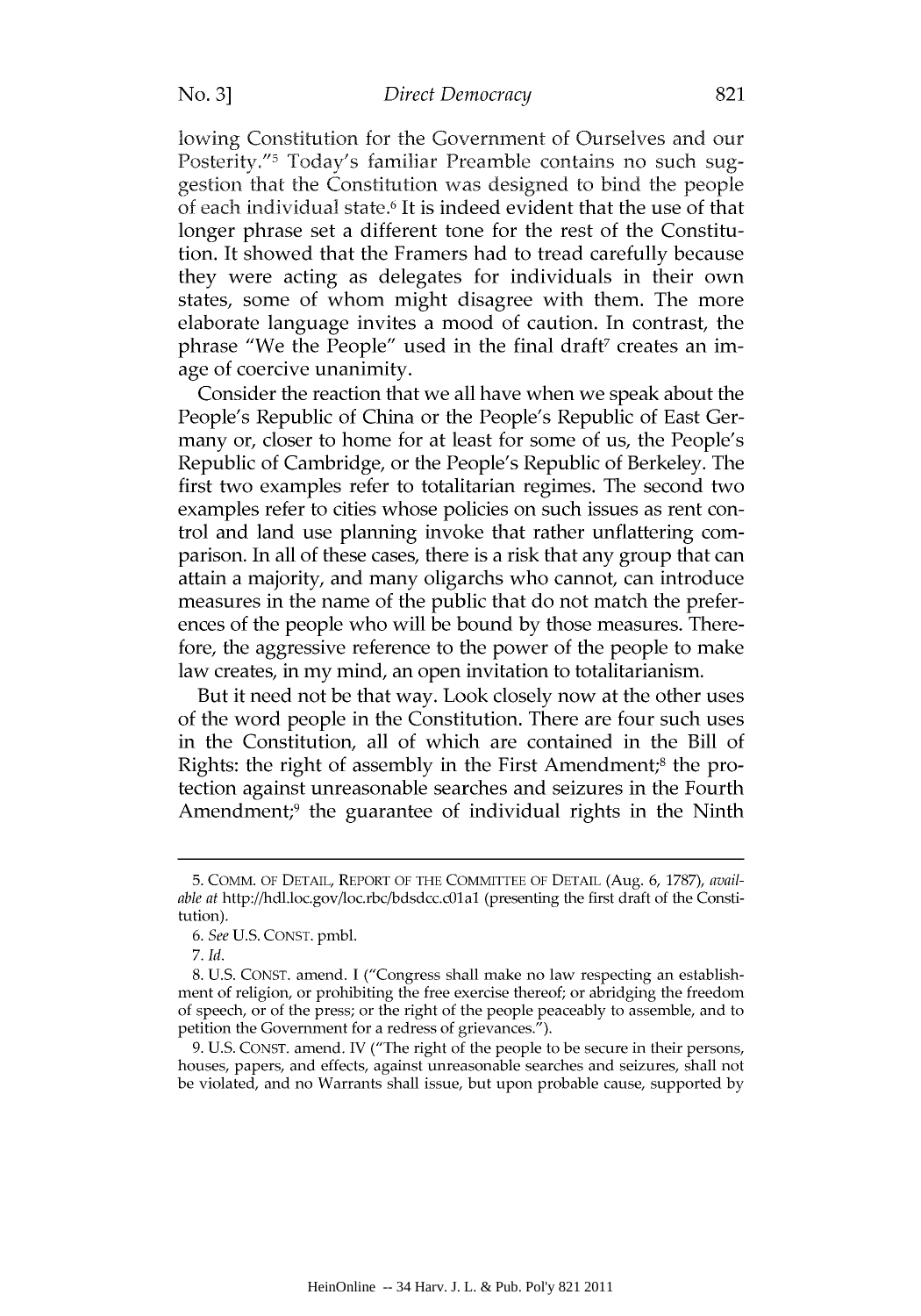lowing Constitution for the Government of Ourselves and our Posterity."[5] Today's familiar Preamble contains no such suggestion that the Constitution was designed to bind the people of each individual state.[6] It is indeed evident that the use of that longer phrase set a different tone for the rest of the Constitution. It showed that the Framers had to tread carefully because they were acting as delegates for individuals in their own states, some of whom might disagree with them. The more elaborate language invites a mood of caution. In contrast, the phrase "We the People" used in the final draft[7] creates an image of coercive unanimity.

Consider the reaction that we all have when we speak about the People's Republic of China or the People's Republic of East Germany or, closer to home for at least for some of us, the People's Republic of Cambridge, or the People's Republic of Berkeley. The first two examples refer to totalitarian regimes. The second two examples refer to cities whose policies on such issues as rent control and land use planning invoke that rather unflattering comparison. In all of these cases, there is a risk that any group that can attain a majority, and many oligarchs who cannot, can introduce measures in the name of the public that do not match the preferences of the people who will be bound by those measures. Therefore, the aggressive reference to the power of the people to make law creates, in my mind, an open invitation to totalitarianism.

But it need not be that way. Look closely now at the other uses of the word people in the Constitution. There are four such uses in the Constitution, all of which are contained in the Bill of Rights: the right of assembly in the First Amendment;[8] the protection against unreasonable searches and seizures in the Fourth Amendment;[9] the guarantee of individual rights in the Ninth

---

5. COMM. OF DETAIL, REPORT OF THE COMMITTEE OF DETAIL (Aug. 6, 1787), *available at* http://hdl.loc.gov/loc.rbc/bdsdcc.c01a1 (presenting the first draft of the Constitution).

6. *See* U.S. CONST. pmbl.

7. *Id.*

8. U.S. CONST. amend. I ("Congress shall make no law respecting an establishment of religion, or prohibiting the free exercise thereof; or abridging the freedom of speech, or of the press; or the right of the people peaceably to assemble, and to petition the Government for a redress of grievances.").

9. U.S. CONST. amend. IV ("The right of the people to be secure in their persons, houses, papers, and effects, against unreasonable searches and seizures, shall not be violated, and no Warrants shall issue, but upon probable cause, supported by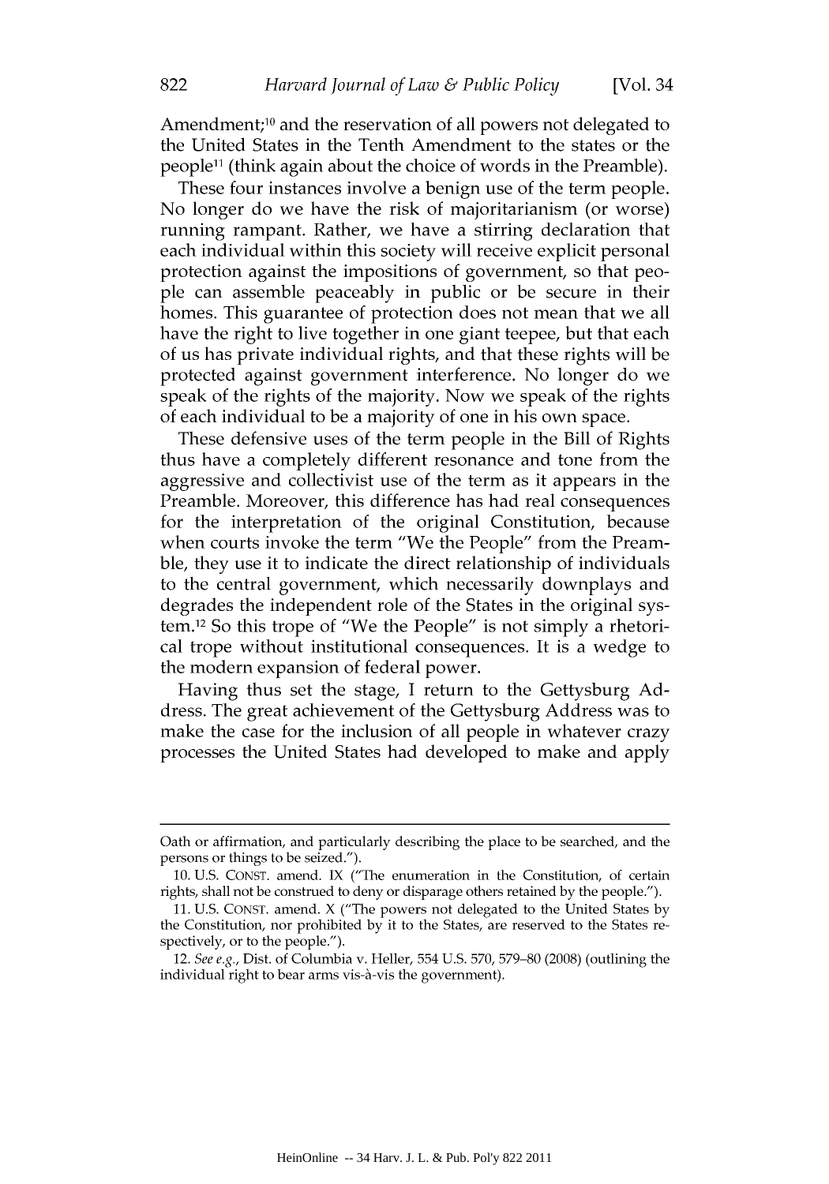Amendment;[10] and the reservation of all powers not delegated to the United States in the Tenth Amendment to the states or the people[11] (think again about the choice of words in the Preamble).

These four instances involve a benign use of the term people. No longer do we have the risk of majoritarianism (or worse) running rampant. Rather, we have a stirring declaration that each individual within this society will receive explicit personal protection against the impositions of government, so that people can assemble peaceably in public or be secure in their homes. This guarantee of protection does not mean that we all have the right to live together in one giant teepee, but that each of us has private individual rights, and that these rights will be protected against government interference. No longer do we speak of the rights of the majority. Now we speak of the rights of each individual to be a majority of one in his own space.

These defensive uses of the term people in the Bill of Rights thus have a completely different resonance and tone from the aggressive and collectivist use of the term as it appears in the Preamble. Moreover, this difference has had real consequences for the interpretation of the original Constitution, because when courts invoke the term "We the People" from the Preamble, they use it to indicate the direct relationship of individuals to the central government, which necessarily downplays and degrades the independent role of the States in the original system.[12] So this trope of "We the People" is not simply a rhetorical trope without institutional consequences. It is a wedge to the modern expansion of federal power.

Having thus set the stage, I return to the Gettysburg Address. The great achievement of the Gettysburg Address was to make the case for the inclusion of all people in whatever crazy processes the United States had developed to make and apply

---

Oath or affirmation, and particularly describing the place to be searched, and the persons or things to be seized.").

10. U.S. CONST. amend. IX ("The enumeration in the Constitution, of certain rights, shall not be construed to deny or disparage others retained by the people.").

11. U.S. CONST. amend. X ("The powers not delegated to the United States by the Constitution, nor prohibited by it to the States, are reserved to the States respectively, or to the people.").

12. *See e.g.*, Dist. of Columbia v. Heller, 554 U.S. 570, 579–80 (2008) (outlining the individual right to bear arms vis-à-vis the government).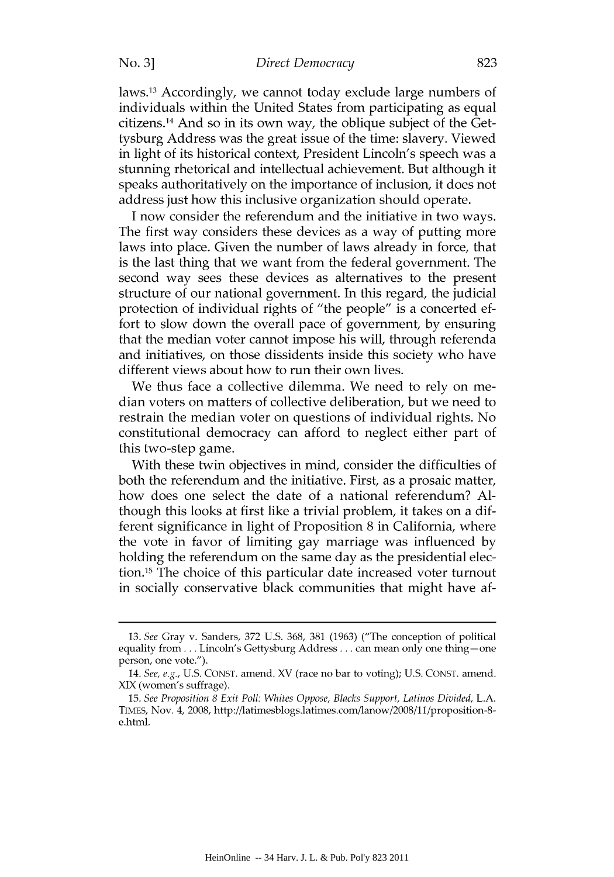laws.[13] Accordingly, we cannot today exclude large numbers of individuals within the United States from participating as equal citizens.[14] And so in its own way, the oblique subject of the Gettysburg Address was the great issue of the time: slavery. Viewed in light of its historical context, President Lincoln's speech was a stunning rhetorical and intellectual achievement. But although it speaks authoritatively on the importance of inclusion, it does not address just how this inclusive organization should operate.

I now consider the referendum and the initiative in two ways. The first way considers these devices as a way of putting more laws into place. Given the number of laws already in force, that is the last thing that we want from the federal government. The second way sees these devices as alternatives to the present structure of our national government. In this regard, the judicial protection of individual rights of "the people" is a concerted effort to slow down the overall pace of government, by ensuring that the median voter cannot impose his will, through referenda and initiatives, on those dissidents inside this society who have different views about how to run their own lives.

We thus face a collective dilemma. We need to rely on median voters on matters of collective deliberation, but we need to restrain the median voter on questions of individual rights. No constitutional democracy can afford to neglect either part of this two-step game.

With these twin objectives in mind, consider the difficulties of both the referendum and the initiative. First, as a prosaic matter, how does one select the date of a national referendum? Although this looks at first like a trivial problem, it takes on a different significance in light of Proposition 8 in California, where the vote in favor of limiting gay marriage was influenced by holding the referendum on the same day as the presidential election.[15] The choice of this particular date increased voter turnout in socially conservative black communities that might have af-

---

13. *See* Gray v. Sanders, 372 U.S. 368, 381 (1963) ("The conception of political equality from . . . Lincoln's Gettysburg Address . . . can mean only one thing—one person, one vote.").

14. *See, e.g.*, U.S. CONST. amend. XV (race no bar to voting); U.S. CONST. amend. XIX (women's suffrage).

15. *See Proposition 8 Exit Poll: Whites Oppose, Blacks Support, Latinos Divided*, L.A. TIMES, Nov. 4, 2008, http://latimesblogs.latimes.com/lanow/2008/11/proposition-8-e.html.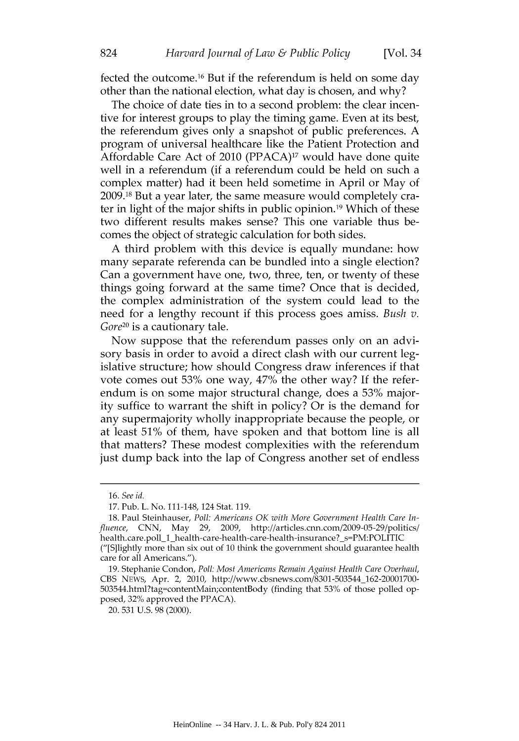fected the outcome.[16] But if the referendum is held on some day other than the national election, what day is chosen, and why?

The choice of date ties in to a second problem: the clear incentive for interest groups to play the timing game. Even at its best, the referendum gives only a snapshot of public preferences. A program of universal healthcare like the Patient Protection and Affordable Care Act of 2010 (PPACA)[17] would have done quite well in a referendum (if a referendum could be held on such a complex matter) had it been held sometime in April or May of 2009.[18] But a year later, the same measure would completely crater in light of the major shifts in public opinion.[19] Which of these two different results makes sense? This one variable thus becomes the object of strategic calculation for both sides.

A third problem with this device is equally mundane: how many separate referenda can be bundled into a single election? Can a government have one, two, three, ten, or twenty of these things going forward at the same time? Once that is decided, the complex administration of the system could lead to the need for a lengthy recount if this process goes amiss. *Bush v. Gore*[20] is a cautionary tale.

Now suppose that the referendum passes only on an advisory basis in order to avoid a direct clash with our current legislative structure; how should Congress draw inferences if that vote comes out 53% one way, 47% the other way? If the referendum is on some major structural change, does a 53% majority suffice to warrant the shift in policy? Or is the demand for any supermajority wholly inappropriate because the people, or at least 51% of them, have spoken and that bottom line is all that matters? These modest complexities with the referendum just dump back into the lap of Congress another set of endless

---

16. *See id.*

17. Pub. L. No. 111-148, 124 Stat. 119.

18. Paul Steinhauser, *Poll: Americans OK with More Government Health Care Influence*, CNN, May 29, 2009, http://articles.cnn.com/2009-05-29/politics/health.care.poll_1_health-care-health-care-health-insurance?_s=PM:POLITIC ("[S]lightly more than six out of 10 think the government should guarantee health care for all Americans.").

19. Stephanie Condon, *Poll: Most Americans Remain Against Health Care Overhaul*, CBS NEWS, Apr. 2, 2010, http://www.cbsnews.com/8301-503544_162-20001700-503544.html?tag=contentMain;contentBody (finding that 53% of those polled opposed, 32% approved the PPACA).

20. 531 U.S. 98 (2000).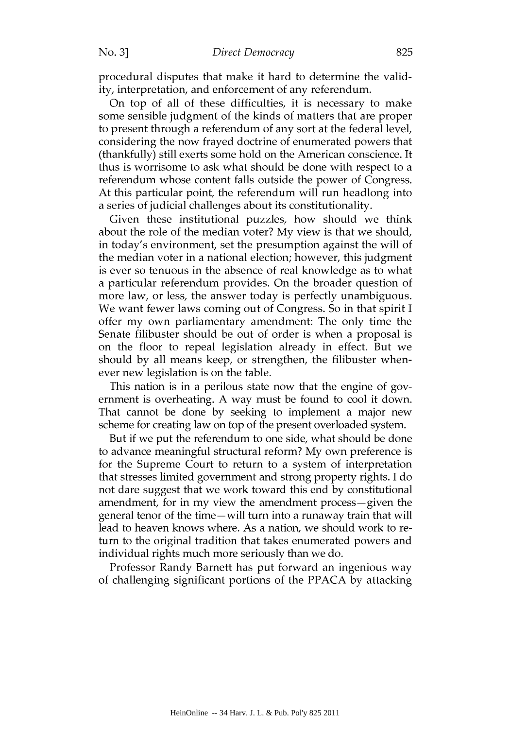procedural disputes that make it hard to determine the validity, interpretation, and enforcement of any referendum.

On top of all of these difficulties, it is necessary to make some sensible judgment of the kinds of matters that are proper to present through a referendum of any sort at the federal level, considering the now frayed doctrine of enumerated powers that (thankfully) still exerts some hold on the American conscience. It thus is worrisome to ask what should be done with respect to a referendum whose content falls outside the power of Congress. At this particular point, the referendum will run headlong into a series of judicial challenges about its constitutionality.

Given these institutional puzzles, how should we think about the role of the median voter? My view is that we should, in today's environment, set the presumption against the will of the median voter in a national election; however, this judgment is ever so tenuous in the absence of real knowledge as to what a particular referendum provides. On the broader question of more law, or less, the answer today is perfectly unambiguous. We want fewer laws coming out of Congress. So in that spirit I offer my own parliamentary amendment: The only time the Senate filibuster should be out of order is when a proposal is on the floor to repeal legislation already in effect. But we should by all means keep, or strengthen, the filibuster whenever new legislation is on the table.

This nation is in a perilous state now that the engine of government is overheating. A way must be found to cool it down. That cannot be done by seeking to implement a major new scheme for creating law on top of the present overloaded system.

But if we put the referendum to one side, what should be done to advance meaningful structural reform? My own preference is for the Supreme Court to return to a system of interpretation that stresses limited government and strong property rights. I do not dare suggest that we work toward this end by constitutional amendment, for in my view the amendment process—given the general tenor of the time—will turn into a runaway train that will lead to heaven knows where. As a nation, we should work to return to the original tradition that takes enumerated powers and individual rights much more seriously than we do.

Professor Randy Barnett has put forward an ingenious way of challenging significant portions of the PPACA by attacking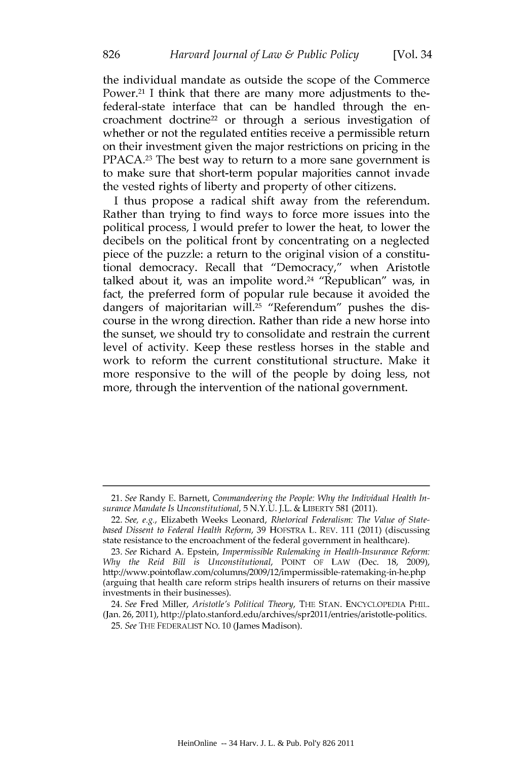the individual mandate as outside the scope of the Commerce Power.[21] I think that there are many more adjustments to the-federal-state interface that can be handled through the encroachment doctrine[22] or through a serious investigation of whether or not the regulated entities receive a permissible return on their investment given the major restrictions on pricing in the PPACA.[23] The best way to return to a more sane government is to make sure that short-term popular majorities cannot invade the vested rights of liberty and property of other citizens.

I thus propose a radical shift away from the referendum. Rather than trying to find ways to force more issues into the political process, I would prefer to lower the heat, to lower the decibels on the political front by concentrating on a neglected piece of the puzzle: a return to the original vision of a constitutional democracy. Recall that "Democracy," when Aristotle talked about it, was an impolite word.[24] "Republican" was, in fact, the preferred form of popular rule because it avoided the dangers of majoritarian will.[25] "Referendum" pushes the discourse in the wrong direction. Rather than ride a new horse into the sunset, we should try to consolidate and restrain the current level of activity. Keep these restless horses in the stable and work to reform the current constitutional structure. Make it more responsive to the will of the people by doing less, not more, through the intervention of the national government.

---

21. *See* Randy E. Barnett, *Commandeering the People: Why the Individual Health Insurance Mandate Is Unconstitutional*, 5 N.Y.U. J.L. & LIBERTY 581 (2011).

22. *See, e.g.*, Elizabeth Weeks Leonard, *Rhetorical Federalism: The Value of State-based Dissent to Federal Health Reform*, 39 HOFSTRA L. REV. 111 (2011) (discussing state resistance to the encroachment of the federal government in healthcare).

23. *See* Richard A. Epstein, *Impermissible Rulemaking in Health-Insurance Reform: Why the Reid Bill is Unconstitutional*, POINT OF LAW (Dec. 18, 2009), http://www.pointoflaw.com/columns/2009/12/impermissible-ratemaking-in-he.php (arguing that health care reform strips health insurers of returns on their massive investments in their businesses).

24. *See* Fred Miller, *Aristotle's Political Theory*, THE STAN. ENCYCLOPEDIA PHIL. (Jan. 26, 2011), http://plato.stanford.edu/archives/spr2011/entries/aristotle-politics.

25. *See* THE FEDERALIST NO. 10 (James Madison).